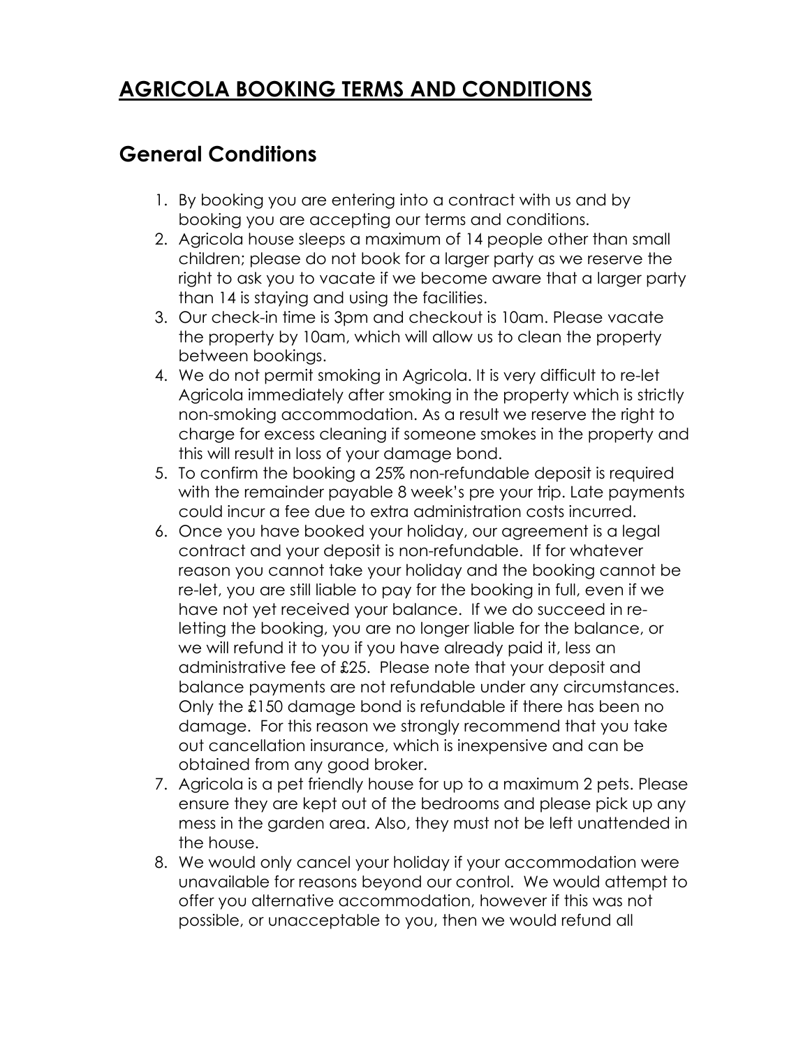# AGRICOLA BOOKING TERMS AND CONDITIONS

## General Conditions

1. By booking you are entering into a contract with us and by booking you are accepting our terms and conditions.
2. Agricola house sleeps a maximum of 14 people other than small children; please do not book for a larger party as we reserve the right to ask you to vacate if we become aware that a larger party than 14 is staying and using the facilities.
3. Our check-in time is 3pm and checkout is 10am. Please vacate the property by 10am, which will allow us to clean the property between bookings.
4. We do not permit smoking in Agricola. It is very difficult to re-let Agricola immediately after smoking in the property which is strictly non-smoking accommodation. As a result we reserve the right to charge for excess cleaning if someone smokes in the property and this will result in loss of your damage bond.
5. To confirm the booking a 25% non-refundable deposit is required with the remainder payable 8 week's pre your trip. Late payments could incur a fee due to extra administration costs incurred.
6. Once you have booked your holiday, our agreement is a legal contract and your deposit is non-refundable. If for whatever reason you cannot take your holiday and the booking cannot be re-let, you are still liable to pay for the booking in full, even if we have not yet received your balance. If we do succeed in re-letting the booking, you are no longer liable for the balance, or we will refund it to you if you have already paid it, less an administrative fee of £25. Please note that your deposit and balance payments are not refundable under any circumstances. Only the £150 damage bond is refundable if there has been no damage. For this reason we strongly recommend that you take out cancellation insurance, which is inexpensive and can be obtained from any good broker.
7. Agricola is a pet friendly house for up to a maximum 2 pets. Please ensure they are kept out of the bedrooms and please pick up any mess in the garden area. Also, they must not be left unattended in the house.
8. We would only cancel your holiday if your accommodation were unavailable for reasons beyond our control. We would attempt to offer you alternative accommodation, however if this was not possible, or unacceptable to you, then we would refund all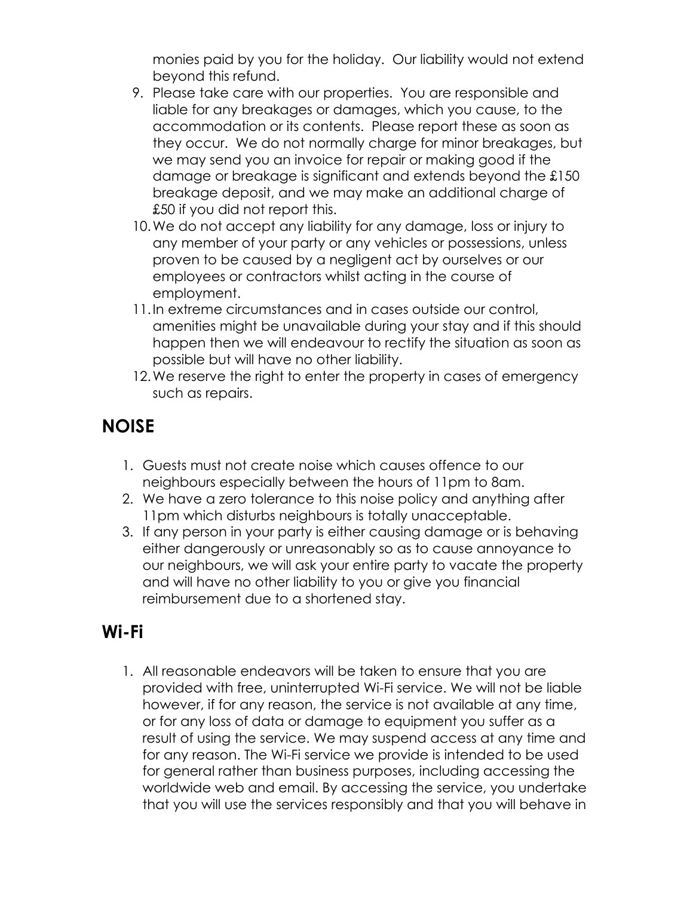monies paid by you for the holiday. Our liability would not extend beyond this refund.

9. Please take care with our properties. You are responsible and liable for any breakages or damages, which you cause, to the accommodation or its contents. Please report these as soon as they occur. We do not normally charge for minor breakages, but we may send you an invoice for repair or making good if the damage or breakage is significant and extends beyond the £150 breakage deposit, and we may make an additional charge of £50 if you did not report this.
10. We do not accept any liability for any damage, loss or injury to any member of your party or any vehicles or possessions, unless proven to be caused by a negligent act by ourselves or our employees or contractors whilst acting in the course of employment.
11. In extreme circumstances and in cases outside our control, amenities might be unavailable during your stay and if this should happen then we will endeavour to rectify the situation as soon as possible but will have no other liability.
12. We reserve the right to enter the property in cases of emergency such as repairs.

## NOISE

1. Guests must not create noise which causes offence to our neighbours especially between the hours of 11pm to 8am.
2. We have a zero tolerance to this noise policy and anything after 11pm which disturbs neighbours is totally unacceptable.
3. If any person in your party is either causing damage or is behaving either dangerously or unreasonably so as to cause annoyance to our neighbours, we will ask your entire party to vacate the property and will have no other liability to you or give you financial reimbursement due to a shortened stay.

## Wi-Fi

1. All reasonable endeavors will be taken to ensure that you are provided with free, uninterrupted Wi-Fi service. We will not be liable however, if for any reason, the service is not available at any time, or for any loss of data or damage to equipment you suffer as a result of using the service. We may suspend access at any time and for any reason. The Wi-Fi service we provide is intended to be used for general rather than business purposes, including accessing the worldwide web and email. By accessing the service, you undertake that you will use the services responsibly and that you will behave in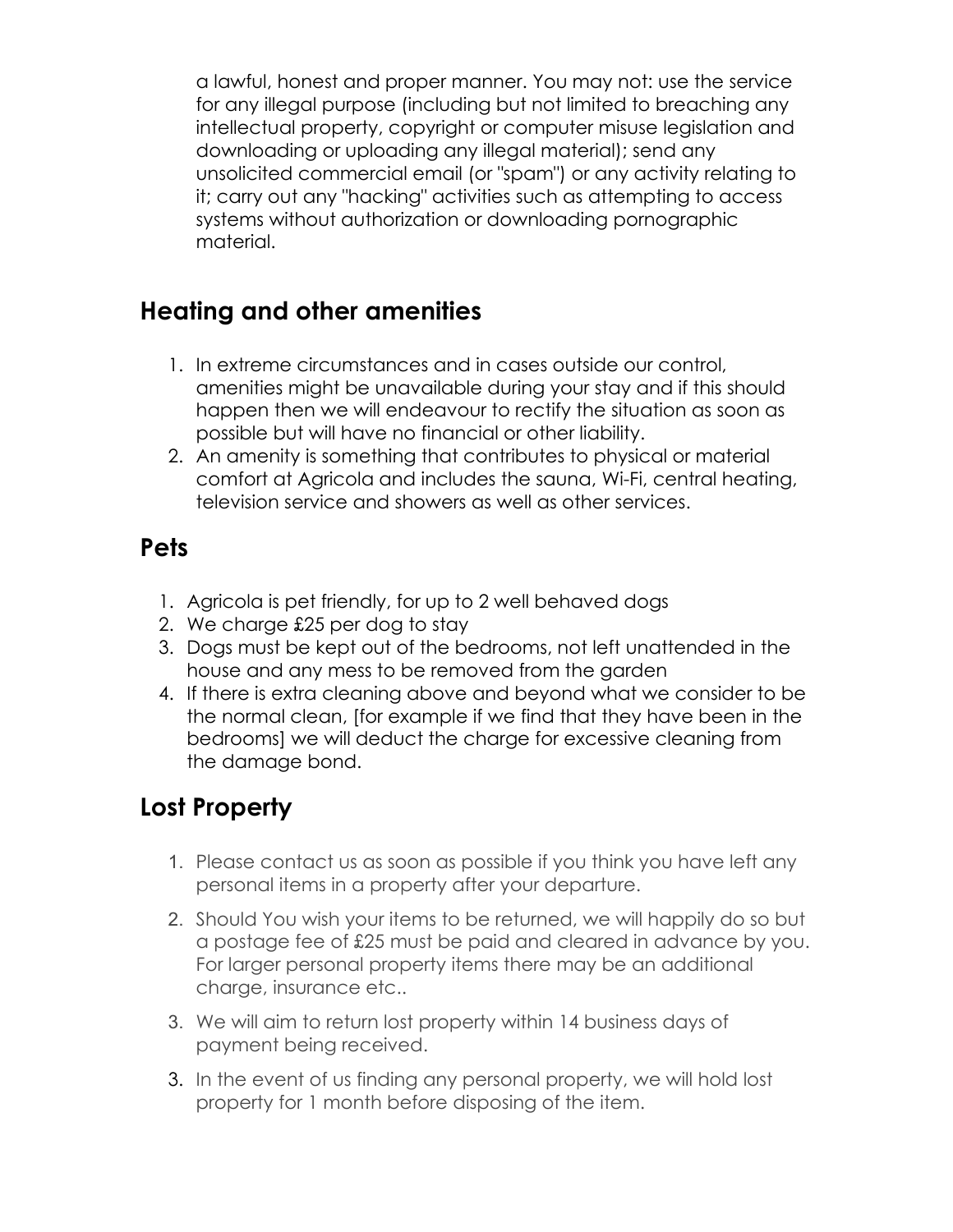a lawful, honest and proper manner. You may not: use the service for any illegal purpose (including but not limited to breaching any intellectual property, copyright or computer misuse legislation and downloading or uploading any illegal material); send any unsolicited commercial email (or "spam") or any activity relating to it; carry out any "hacking" activities such as attempting to access systems without authorization or downloading pornographic material.

## Heating and other amenities

1. In extreme circumstances and in cases outside our control, amenities might be unavailable during your stay and if this should happen then we will endeavour to rectify the situation as soon as possible but will have no financial or other liability.
2. An amenity is something that contributes to physical or material comfort at Agricola and includes the sauna, Wi-Fi, central heating, television service and showers as well as other services.

## Pets

1. Agricola is pet friendly, for up to 2 well behaved dogs
2. We charge £25 per dog to stay
3. Dogs must be kept out of the bedrooms, not left unattended in the house and any mess to be removed from the garden
4. If there is extra cleaning above and beyond what we consider to be the normal clean, [for example if we find that they have been in the bedrooms] we will deduct the charge for excessive cleaning from the damage bond.

## Lost Property

1. Please contact us as soon as possible if you think you have left any personal items in a property after your departure.
2. Should You wish your items to be returned, we will happily do so but a postage fee of £25 must be paid and cleared in advance by you. For larger personal property items there may be an additional charge, insurance etc..
3. We will aim to return lost property within 14 business days of payment being received.
3. In the event of us finding any personal property, we will hold lost property for 1 month before disposing of the item.